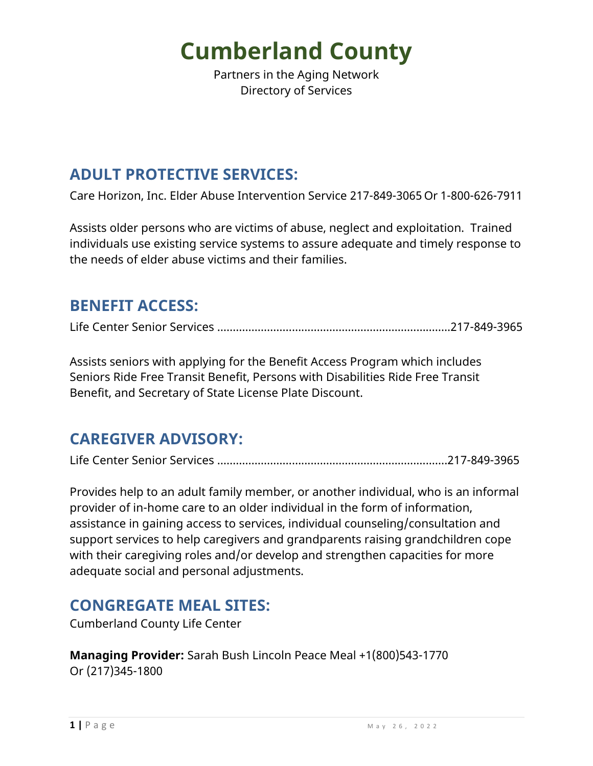# Cumberland County

Partners in the Aging Network
Directory of Services

## ADULT PROTECTIVE SERVICES:

Care Horizon, Inc. Elder Abuse Intervention Service 217-849-3065 Or 1-800-626-7911

Assists older persons who are victims of abuse, neglect and exploitation. Trained individuals use existing service systems to assure adequate and timely response to the needs of elder abuse victims and their families.

## BENEFIT ACCESS:

Life Center Senior Services ..........................................................................217-849-3965

Assists seniors with applying for the Benefit Access Program which includes Seniors Ride Free Transit Benefit, Persons with Disabilities Ride Free Transit Benefit, and Secretary of State License Plate Discount.

## CAREGIVER ADVISORY:

Life Center Senior Services .........................................................................217-849-3965

Provides help to an adult family member, or another individual, who is an informal provider of in-home care to an older individual in the form of information, assistance in gaining access to services, individual counseling/consultation and support services to help caregivers and grandparents raising grandchildren cope with their caregiving roles and/or develop and strengthen capacities for more adequate social and personal adjustments.

## CONGREGATE MEAL SITES:

Cumberland County Life Center

**Managing Provider:** Sarah Bush Lincoln Peace Meal +1(800)543-1770
Or (217)345-1800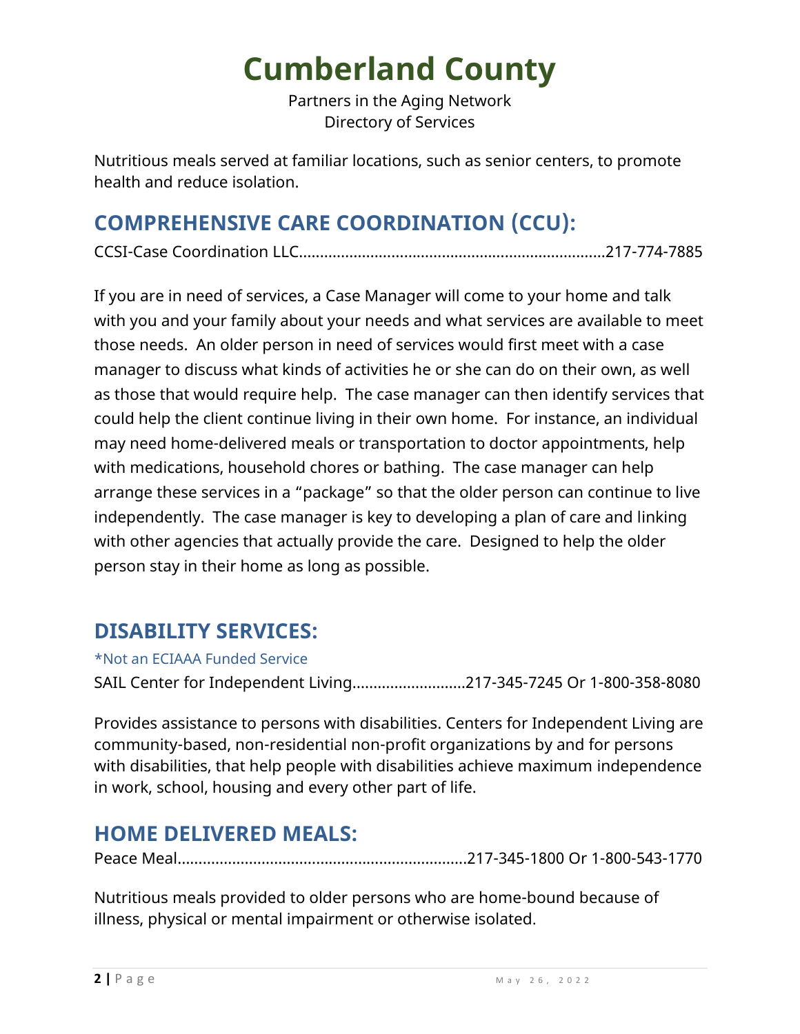# Cumberland County

Partners in the Aging Network
Directory of Services

Nutritious meals served at familiar locations, such as senior centers, to promote health and reduce isolation.

## COMPREHENSIVE CARE COORDINATION (CCU):

CCSI-Case Coordination LLC........................................................................217-774-7885

If you are in need of services, a Case Manager will come to your home and talk with you and your family about your needs and what services are available to meet those needs. An older person in need of services would first meet with a case manager to discuss what kinds of activities he or she can do on their own, as well as those that would require help. The case manager can then identify services that could help the client continue living in their own home. For instance, an individual may need home-delivered meals or transportation to doctor appointments, help with medications, household chores or bathing. The case manager can help arrange these services in a "package" so that the older person can continue to live independently. The case manager is key to developing a plan of care and linking with other agencies that actually provide the care. Designed to help the older person stay in their home as long as possible.

## DISABILITY SERVICES:

*Not an ECIAAA Funded Service

SAIL Center for Independent Living..........................217-345-7245 Or 1-800-358-8080

Provides assistance to persons with disabilities. Centers for Independent Living are community-based, non-residential non-profit organizations by and for persons with disabilities, that help people with disabilities achieve maximum independence in work, school, housing and every other part of life.

## HOME DELIVERED MEALS:

Peace Meal....................................................................217-345-1800 Or 1-800-543-1770

Nutritious meals provided to older persons who are home-bound because of illness, physical or mental impairment or otherwise isolated.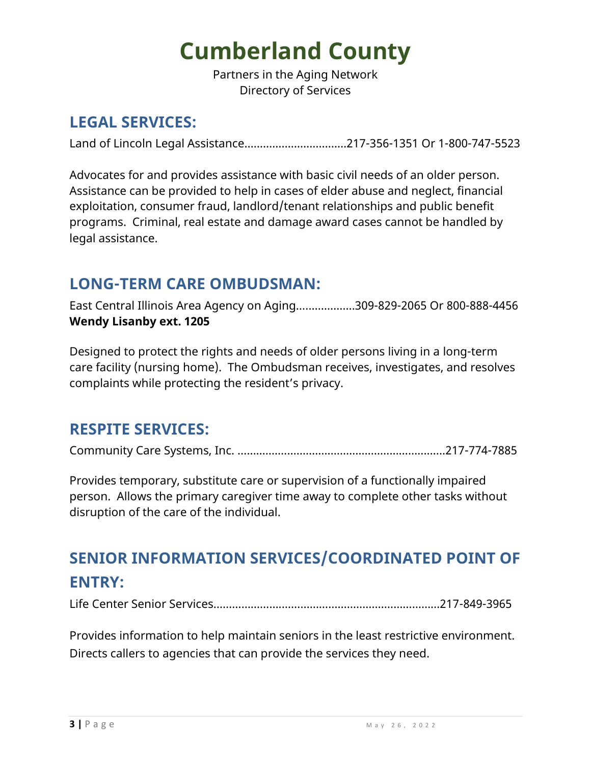# Cumberland County

Partners in the Aging Network
Directory of Services

## LEGAL SERVICES:

Land of Lincoln Legal Assistance................................217-356-1351 Or 1-800-747-5523

Advocates for and provides assistance with basic civil needs of an older person. Assistance can be provided to help in cases of elder abuse and neglect, financial exploitation, consumer fraud, landlord/tenant relationships and public benefit programs. Criminal, real estate and damage award cases cannot be handled by legal assistance.

## LONG-TERM CARE OMBUDSMAN:

East Central Illinois Area Agency on Aging..................309-829-2065 Or 800-888-4456
**Wendy Lisanby ext. 1205**

Designed to protect the rights and needs of older persons living in a long-term care facility (nursing home). The Ombudsman receives, investigates, and resolves complaints while protecting the resident's privacy.

## RESPITE SERVICES:

Community Care Systems, Inc. ..................................................................217-774-7885

Provides temporary, substitute care or supervision of a functionally impaired person. Allows the primary caregiver time away to complete other tasks without disruption of the care of the individual.

## SENIOR INFORMATION SERVICES/COORDINATED POINT OF ENTRY:

Life Center Senior Services........................................................................217-849-3965

Provides information to help maintain seniors in the least restrictive environment. Directs callers to agencies that can provide the services they need.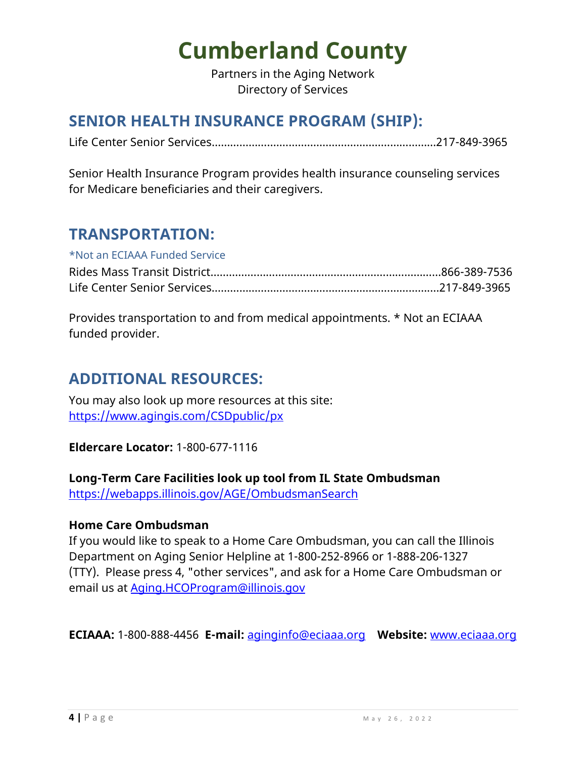# Cumberland County

Partners in the Aging Network
Directory of Services

## SENIOR HEALTH INSURANCE PROGRAM (SHIP):

Life Center Senior Services........................................................................217-849-3965

Senior Health Insurance Program provides health insurance counseling services for Medicare beneficiaries and their caregivers.

## TRANSPORTATION:

*Not an ECIAAA Funded Service

Rides Mass Transit District.........................................................................866-389-7536
Life Center Senior Services.........................................................................217-849-3965

Provides transportation to and from medical appointments. * Not an ECIAAA funded provider.

## ADDITIONAL RESOURCES:

You may also look up more resources at this site:
https://www.agingis.com/CSDpublic/px

**Eldercare Locator:** 1-800-677-1116

**Long-Term Care Facilities look up tool from IL State Ombudsman**
https://webapps.illinois.gov/AGE/OmbudsmanSearch

**Home Care Ombudsman**
If you would like to speak to a Home Care Ombudsman, you can call the Illinois Department on Aging Senior Helpline at 1-800-252-8966 or 1-888-206-1327 (TTY). Please press 4, "other services", and ask for a Home Care Ombudsman or email us at Aging.HCOProgram@illinois.gov

**ECIAAA:** 1-800-888-4456 **E-mail:** aginginfo@eciaaa.org **Website:** www.eciaaa.org